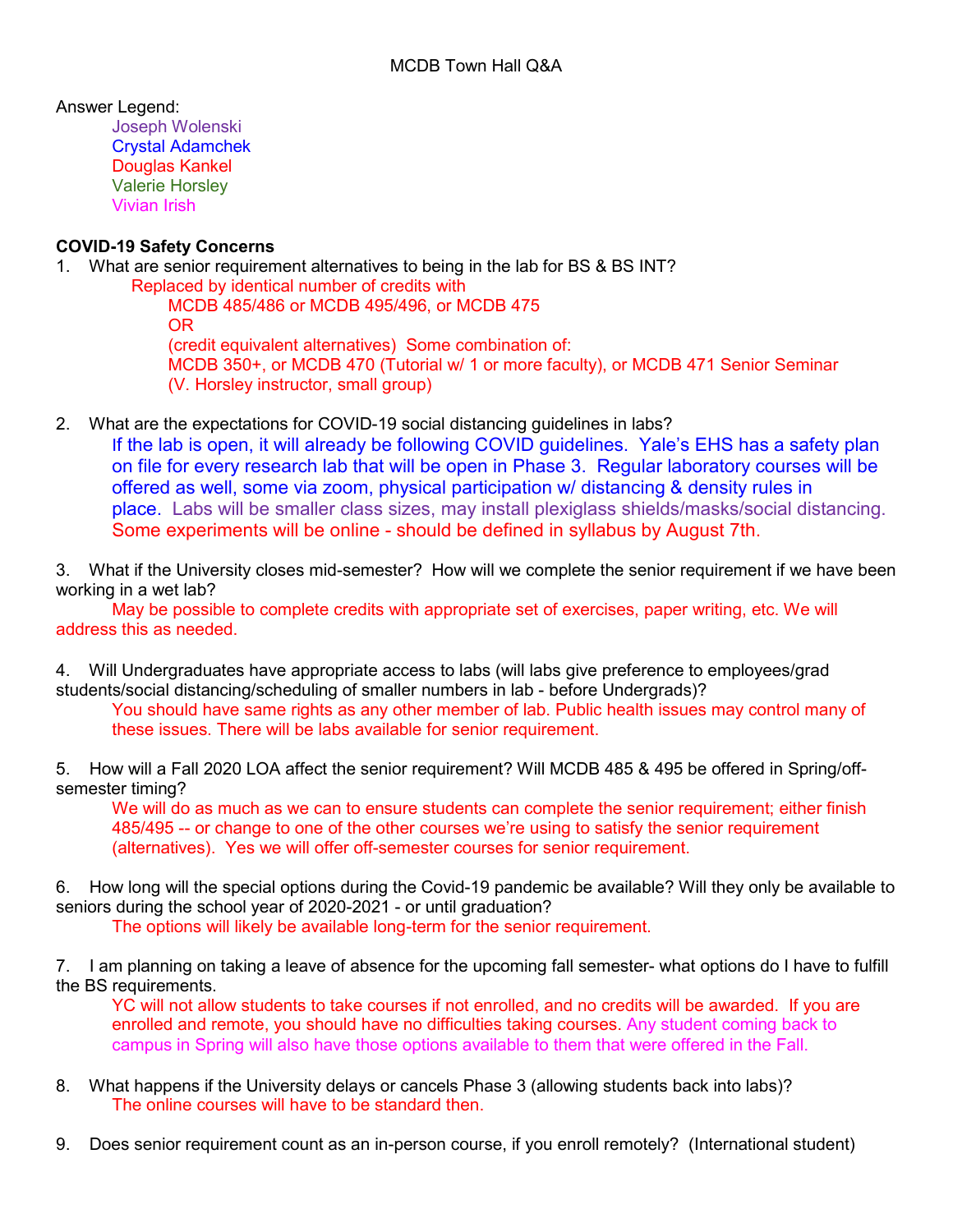MCDB Town Hall Q&A

Answer Legend:

- Joseph Wolenski
- Crystal Adamchek
- Douglas Kankel
- Valerie Horsley
- Vivian Irish

**COVID-19 Safety Concerns**

1. What are senior requirement alternatives to being in the lab for BS & BS INT?

    Replaced by identical number of credits with

    MCDB 485/486 or MCDB 495/496, or MCDB 475

    OR

    (credit equivalent alternatives) Some combination of:

    MCDB 350+, or MCDB 470 (Tutorial w/ 1 or more faculty), or MCDB 471 Senior Seminar (V. Horsley instructor, small group)

2. What are the expectations for COVID-19 social distancing guidelines in labs?

    If the lab is open, it will already be following COVID guidelines. Yale's EHS has a safety plan on file for every research lab that will be open in Phase 3. Regular laboratory courses will be offered as well, some via zoom, physical participation w/ distancing & density rules in place. Labs will be smaller class sizes, may install plexiglass shields/masks/social distancing. Some experiments will be online - should be defined in syllabus by August 7th.

3. What if the University closes mid-semester? How will we complete the senior requirement if we have been working in a wet lab?

    May be possible to complete credits with appropriate set of exercises, paper writing, etc. We will address this as needed.

4. Will Undergraduates have appropriate access to labs (will labs give preference to employees/grad students/social distancing/scheduling of smaller numbers in lab - before Undergrads)?

    You should have same rights as any other member of lab. Public health issues may control many of these issues. There will be labs available for senior requirement.

5. How will a Fall 2020 LOA affect the senior requirement? Will MCDB 485 & 495 be offered in Spring/off-semester timing?

    We will do as much as we can to ensure students can complete the senior requirement; either finish 485/495 -- or change to one of the other courses we're using to satisfy the senior requirement (alternatives). Yes we will offer off-semester courses for senior requirement.

6. How long will the special options during the Covid-19 pandemic be available? Will they only be available to seniors during the school year of 2020-2021 - or until graduation?

    The options will likely be available long-term for the senior requirement.

7. I am planning on taking a leave of absence for the upcoming fall semester- what options do I have to fulfill the BS requirements.

    YC will not allow students to take courses if not enrolled, and no credits will be awarded. If you are enrolled and remote, you should have no difficulties taking courses. Any student coming back to campus in Spring will also have those options available to them that were offered in the Fall.

8. What happens if the University delays or cancels Phase 3 (allowing students back into labs)?

    The online courses will have to be standard then.

9. Does senior requirement count as an in-person course, if you enroll remotely? (International student)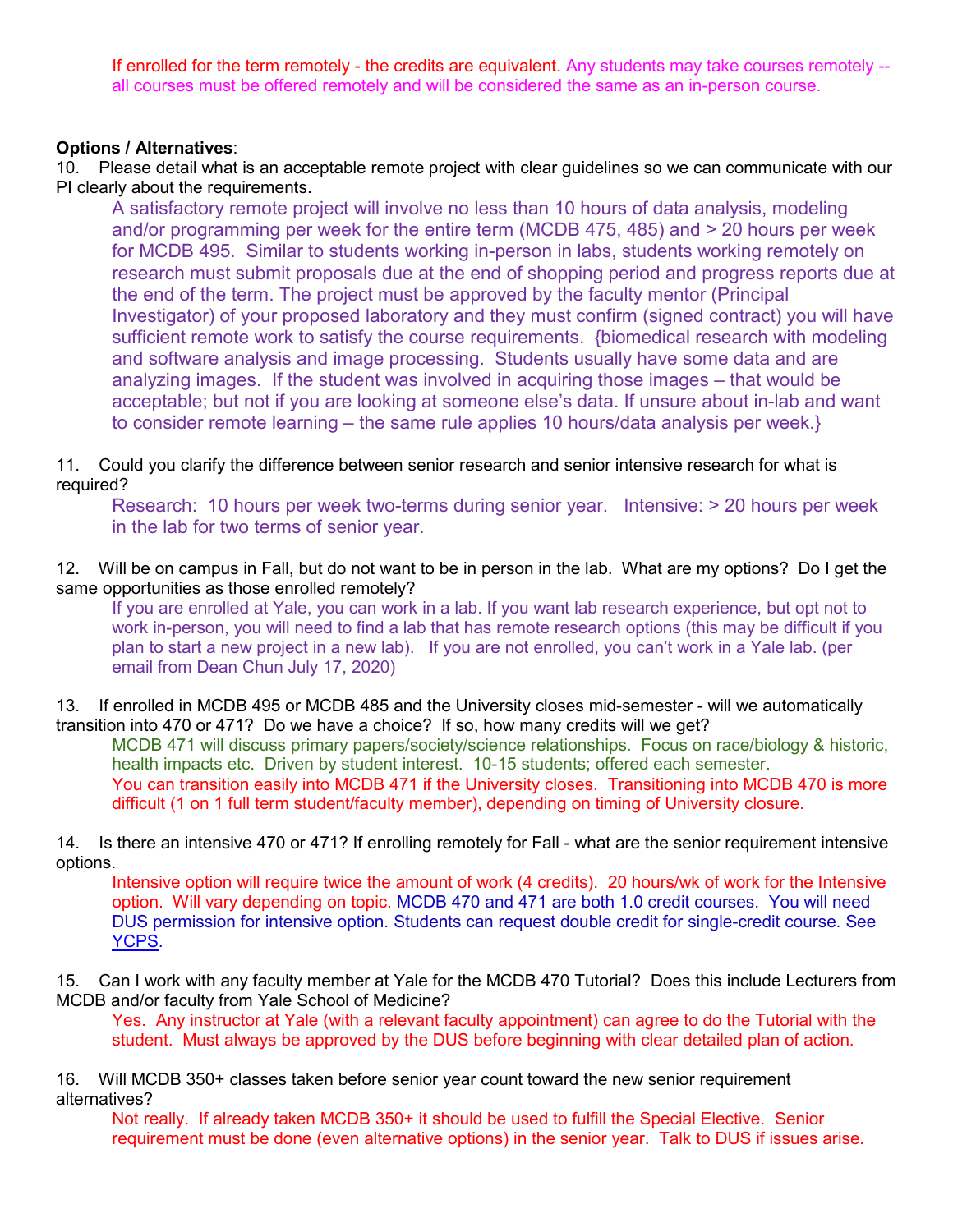If enrolled for the term remotely - the credits are equivalent. Any students may take courses remotely -- all courses must be offered remotely and will be considered the same as an in-person course.

**Options / Alternatives**:

10. Please detail what is an acceptable remote project with clear guidelines so we can communicate with our PI clearly about the requirements.

    A satisfactory remote project will involve no less than 10 hours of data analysis, modeling and/or programming per week for the entire term (MCDB 475, 485) and > 20 hours per week for MCDB 495. Similar to students working in-person in labs, students working remotely on research must submit proposals due at the end of shopping period and progress reports due at the end of the term. The project must be approved by the faculty mentor (Principal Investigator) of your proposed laboratory and they must confirm (signed contract) you will have sufficient remote work to satisfy the course requirements. {biomedical research with modeling and software analysis and image processing. Students usually have some data and are analyzing images. If the student was involved in acquiring those images – that would be acceptable; but not if you are looking at someone else's data. If unsure about in-lab and want to consider remote learning – the same rule applies 10 hours/data analysis per week.}

11. Could you clarify the difference between senior research and senior intensive research for what is required?

    Research: 10 hours per week two-terms during senior year. Intensive: > 20 hours per week in the lab for two terms of senior year.

12. Will be on campus in Fall, but do not want to be in person in the lab. What are my options? Do I get the same opportunities as those enrolled remotely?

    If you are enrolled at Yale, you can work in a lab. If you want lab research experience, but opt not to work in-person, you will need to find a lab that has remote research options (this may be difficult if you plan to start a new project in a new lab). If you are not enrolled, you can't work in a Yale lab. (per email from Dean Chun July 17, 2020)

13. If enrolled in MCDB 495 or MCDB 485 and the University closes mid-semester - will we automatically transition into 470 or 471? Do we have a choice? If so, how many credits will we get?

    MCDB 471 will discuss primary papers/society/science relationships. Focus on race/biology & historic, health impacts etc. Driven by student interest. 10-15 students; offered each semester.
    You can transition easily into MCDB 471 if the University closes. Transitioning into MCDB 470 is more difficult (1 on 1 full term student/faculty member), depending on timing of University closure.

14. Is there an intensive 470 or 471? If enrolling remotely for Fall - what are the senior requirement intensive options.

    Intensive option will require twice the amount of work (4 credits). 20 hours/wk of work for the Intensive option. Will vary depending on topic. MCDB 470 and 471 are both 1.0 credit courses. You will need DUS permission for intensive option. Students can request double credit for single-credit course. See YCPS.

15. Can I work with any faculty member at Yale for the MCDB 470 Tutorial? Does this include Lecturers from MCDB and/or faculty from Yale School of Medicine?

    Yes. Any instructor at Yale (with a relevant faculty appointment) can agree to do the Tutorial with the student. Must always be approved by the DUS before beginning with clear detailed plan of action.

16. Will MCDB 350+ classes taken before senior year count toward the new senior requirement alternatives?

    Not really. If already taken MCDB 350+ it should be used to fulfill the Special Elective. Senior requirement must be done (even alternative options) in the senior year. Talk to DUS if issues arise.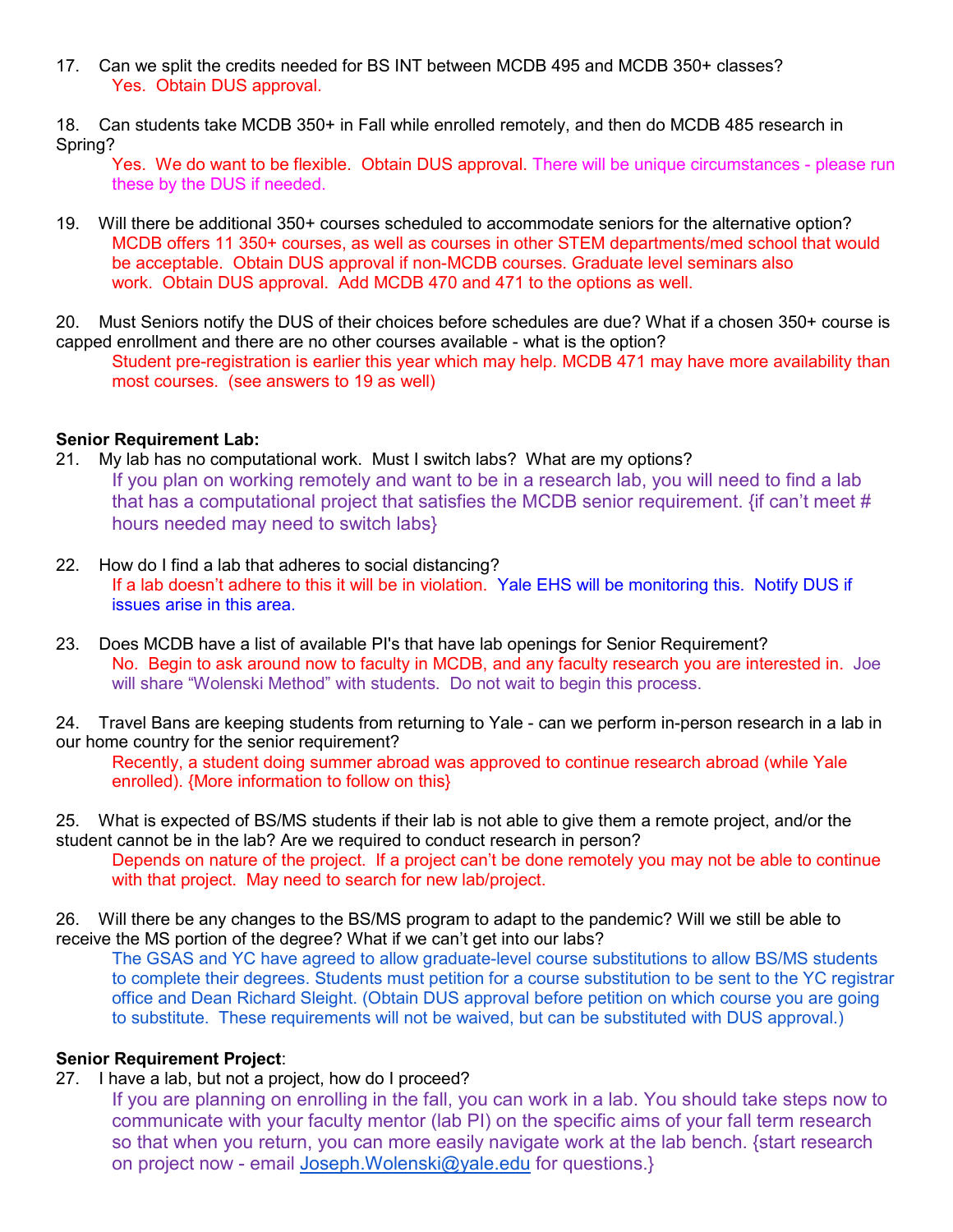17. Can we split the credits needed for BS INT between MCDB 495 and MCDB 350+ classes?
    Yes. Obtain DUS approval.

18. Can students take MCDB 350+ in Fall while enrolled remotely, and then do MCDB 485 research in Spring?
    Yes. We do want to be flexible. Obtain DUS approval. There will be unique circumstances - please run these by the DUS if needed.

19. Will there be additional 350+ courses scheduled to accommodate seniors for the alternative option?
    MCDB offers 11 350+ courses, as well as courses in other STEM departments/med school that would be acceptable. Obtain DUS approval if non-MCDB courses. Graduate level seminars also work. Obtain DUS approval. Add MCDB 470 and 471 to the options as well.

20. Must Seniors notify the DUS of their choices before schedules are due? What if a chosen 350+ course is capped enrollment and there are no other courses available - what is the option?
    Student pre-registration is earlier this year which may help. MCDB 471 may have more availability than most courses. (see answers to 19 as well)

**Senior Requirement Lab:**

21. My lab has no computational work. Must I switch labs? What are my options?
    If you plan on working remotely and want to be in a research lab, you will need to find a lab that has a computational project that satisfies the MCDB senior requirement. {if can't meet # hours needed may need to switch labs}

22. How do I find a lab that adheres to social distancing?
    If a lab doesn't adhere to this it will be in violation. Yale EHS will be monitoring this. Notify DUS if issues arise in this area.

23. Does MCDB have a list of available PI's that have lab openings for Senior Requirement?
    No. Begin to ask around now to faculty in MCDB, and any faculty research you are interested in. Joe will share "Wolenski Method" with students. Do not wait to begin this process.

24. Travel Bans are keeping students from returning to Yale - can we perform in-person research in a lab in our home country for the senior requirement?
    Recently, a student doing summer abroad was approved to continue research abroad (while Yale enrolled). {More information to follow on this}

25. What is expected of BS/MS students if their lab is not able to give them a remote project, and/or the student cannot be in the lab? Are we required to conduct research in person?
    Depends on nature of the project. If a project can't be done remotely you may not be able to continue with that project. May need to search for new lab/project.

26. Will there be any changes to the BS/MS program to adapt to the pandemic? Will we still be able to receive the MS portion of the degree? What if we can't get into our labs?
    The GSAS and YC have agreed to allow graduate-level course substitutions to allow BS/MS students to complete their degrees. Students must petition for a course substitution to be sent to the YC registrar office and Dean Richard Sleight. (Obtain DUS approval before petition on which course you are going to substitute. These requirements will not be waived, but can be substituted with DUS approval.)

**Senior Requirement Project**:

27. I have a lab, but not a project, how do I proceed?
    If you are planning on enrolling in the fall, you can work in a lab. You should take steps now to communicate with your faculty mentor (lab PI) on the specific aims of your fall term research so that when you return, you can more easily navigate work at the lab bench. {start research on project now - email Joseph.Wolenski@yale.edu for questions.}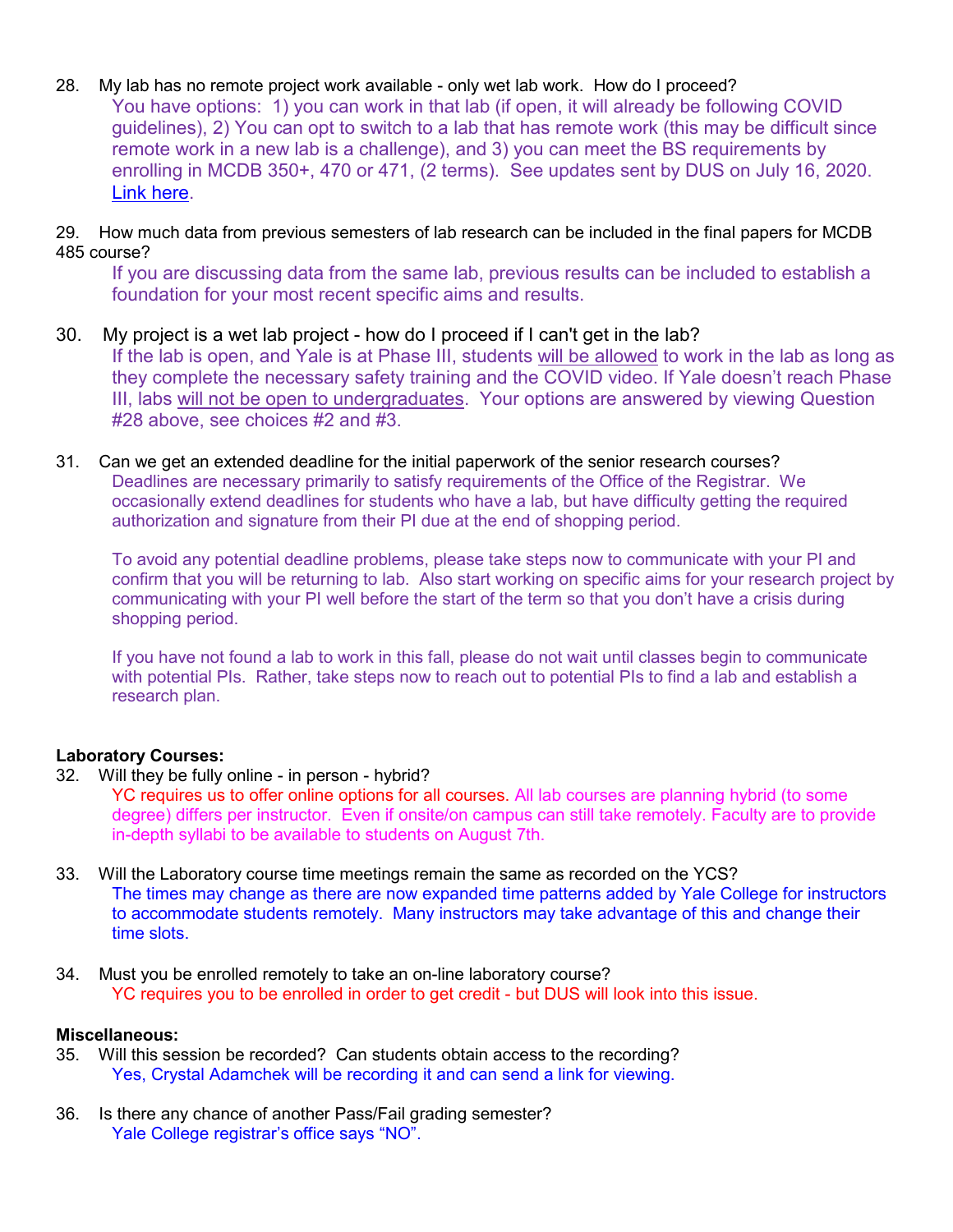28. My lab has no remote project work available - only wet lab work. How do I proceed?

    You have options: 1) you can work in that lab (if open, it will already be following COVID guidelines), 2) You can opt to switch to a lab that has remote work (this may be difficult since remote work in a new lab is a challenge), and 3) you can meet the BS requirements by enrolling in MCDB 350+, 470 or 471, (2 terms). See updates sent by DUS on July 16, 2020. Link here.

29. How much data from previous semesters of lab research can be included in the final papers for MCDB 485 course?

    If you are discussing data from the same lab, previous results can be included to establish a foundation for your most recent specific aims and results.

30. My project is a wet lab project - how do I proceed if I can't get in the lab?

    If the lab is open, and Yale is at Phase III, students will be allowed to work in the lab as long as they complete the necessary safety training and the COVID video. If Yale doesn't reach Phase III, labs will not be open to undergraduates. Your options are answered by viewing Question #28 above, see choices #2 and #3.

31. Can we get an extended deadline for the initial paperwork of the senior research courses?

    Deadlines are necessary primarily to satisfy requirements of the Office of the Registrar. We occasionally extend deadlines for students who have a lab, but have difficulty getting the required authorization and signature from their PI due at the end of shopping period.

    To avoid any potential deadline problems, please take steps now to communicate with your PI and confirm that you will be returning to lab. Also start working on specific aims for your research project by communicating with your PI well before the start of the term so that you don't have a crisis during shopping period.

    If you have not found a lab to work in this fall, please do not wait until classes begin to communicate with potential PIs. Rather, take steps now to reach out to potential PIs to find a lab and establish a research plan.

**Laboratory Courses:**

32. Will they be fully online - in person - hybrid?

    YC requires us to offer online options for all courses. All lab courses are planning hybrid (to some degree) differs per instructor. Even if onsite/on campus can still take remotely. Faculty are to provide in-depth syllabi to be available to students on August 7th.

33. Will the Laboratory course time meetings remain the same as recorded on the YCS?

    The times may change as there are now expanded time patterns added by Yale College for instructors to accommodate students remotely. Many instructors may take advantage of this and change their time slots.

34. Must you be enrolled remotely to take an on-line laboratory course?

    YC requires you to be enrolled in order to get credit - but DUS will look into this issue.

**Miscellaneous:**

35. Will this session be recorded? Can students obtain access to the recording?

    Yes, Crystal Adamchek will be recording it and can send a link for viewing.

36. Is there any chance of another Pass/Fail grading semester?

    Yale College registrar's office says "NO".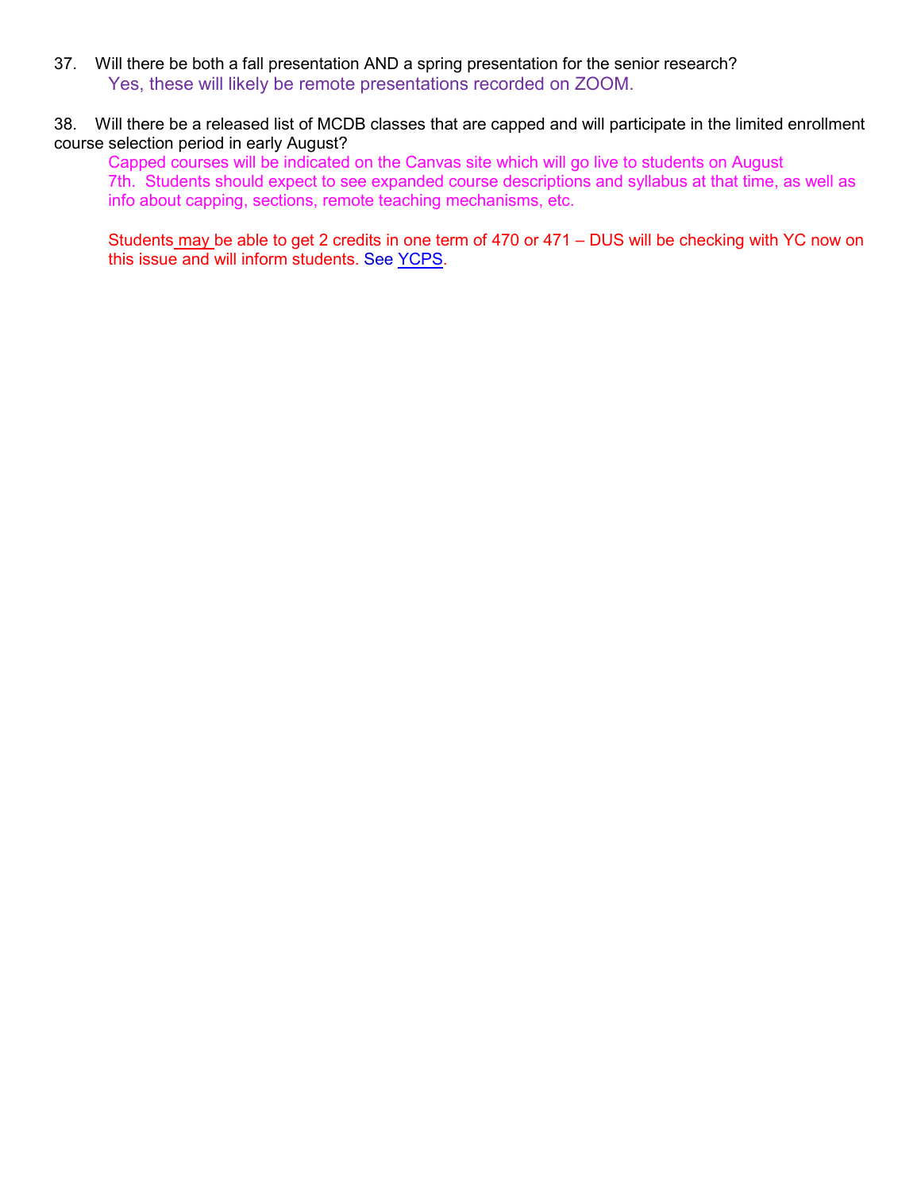37. Will there be both a fall presentation AND a spring presentation for the senior research?

    Yes, these will likely be remote presentations recorded on ZOOM.

38. Will there be a released list of MCDB classes that are capped and will participate in the limited enrollment course selection period in early August?

    Capped courses will be indicated on the Canvas site which will go live to students on August 7th. Students should expect to see expanded course descriptions and syllabus at that time, as well as info about capping, sections, remote teaching mechanisms, etc.

    Students may be able to get 2 credits in one term of 470 or 471 – DUS will be checking with YC now on this issue and will inform students. See YCPS.